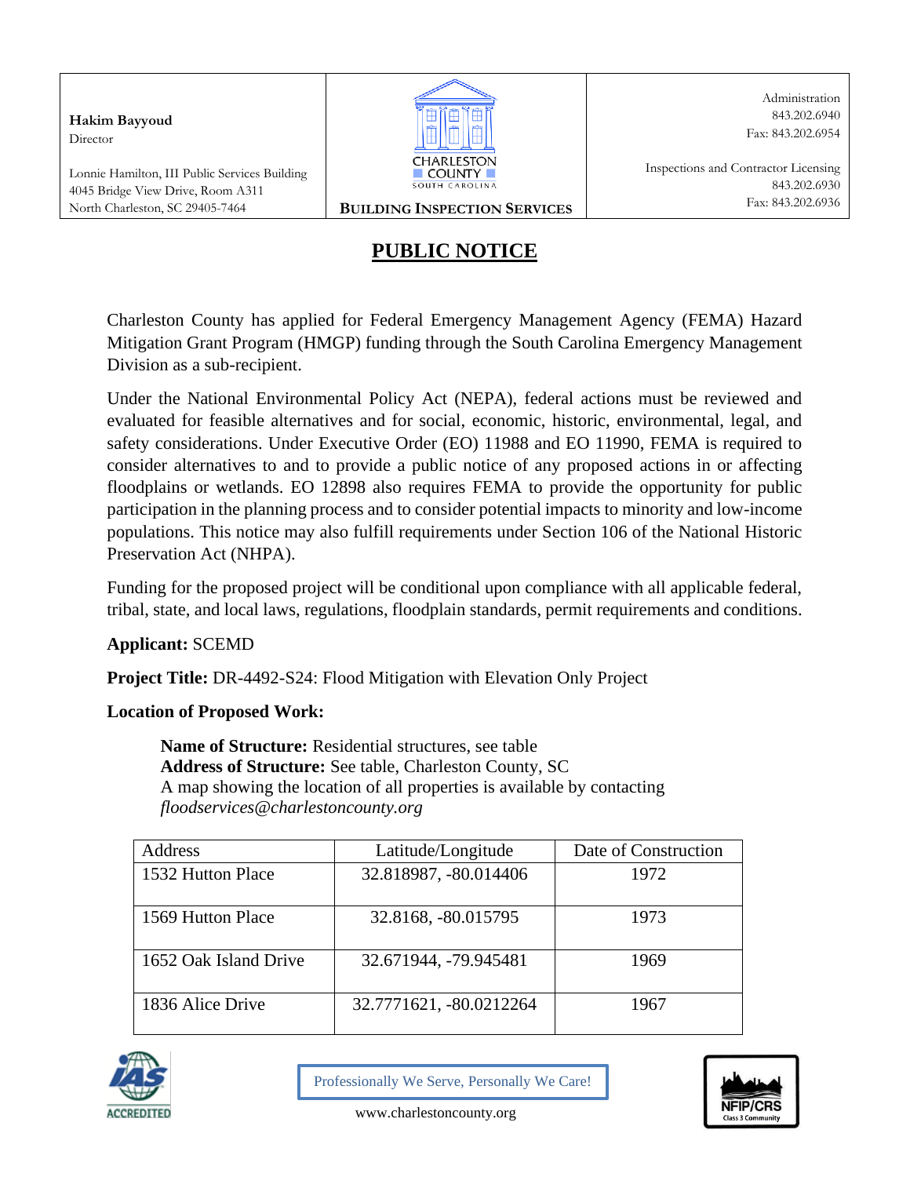**Hakim Bayyoud**
Director

Lonnie Hamilton, III Public Services Building
4045 Bridge View Drive, Room A311
North Charleston, SC 29405-7464

CHARLESTON COUNTY
SOUTH CAROLINA

**BUILDING INSPECTION SERVICES**

Administration
843.202.6940
Fax: 843.202.6954

Inspections and Contractor Licensing
843.202.6930
Fax: 843.202.6936

# PUBLIC NOTICE

Charleston County has applied for Federal Emergency Management Agency (FEMA) Hazard Mitigation Grant Program (HMGP) funding through the South Carolina Emergency Management Division as a sub-recipient.

Under the National Environmental Policy Act (NEPA), federal actions must be reviewed and evaluated for feasible alternatives and for social, economic, historic, environmental, legal, and safety considerations. Under Executive Order (EO) 11988 and EO 11990, FEMA is required to consider alternatives to and to provide a public notice of any proposed actions in or affecting floodplains or wetlands. EO 12898 also requires FEMA to provide the opportunity for public participation in the planning process and to consider potential impacts to minority and low-income populations. This notice may also fulfill requirements under Section 106 of the National Historic Preservation Act (NHPA).

Funding for the proposed project will be conditional upon compliance with all applicable federal, tribal, state, and local laws, regulations, floodplain standards, permit requirements and conditions.

**Applicant:** SCEMD

**Project Title:** DR-4492-S24: Flood Mitigation with Elevation Only Project

**Location of Proposed Work:**

**Name of Structure:** Residential structures, see table
**Address of Structure:** See table, Charleston County, SC
A map showing the location of all properties is available by contacting *floodservices@charlestoncounty.org*

| Address | Latitude/Longitude | Date of Construction |
|---|---|---|
| 1532 Hutton Place | 32.818987, -80.014406 | 1972 |
| 1569 Hutton Place | 32.8168, -80.015795 | 1973 |
| 1652 Oak Island Drive | 32.671944, -79.945481 | 1969 |
| 1836 Alice Drive | 32.7771621, -80.0212264 | 1967 |

Professionally We Serve, Personally We Care!

www.charlestoncounty.org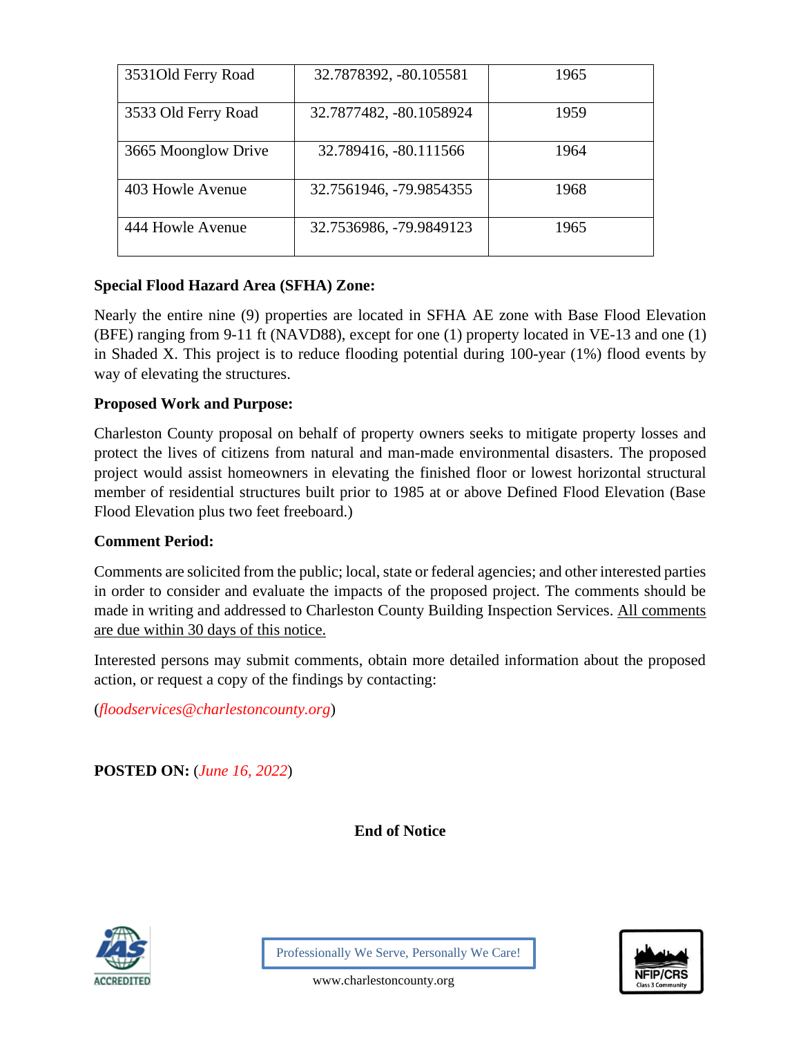| | | |
|---|---|---|
| 3531Old Ferry Road | 32.7878392, -80.105581 | 1965 |
| 3533 Old Ferry Road | 32.7877482, -80.1058924 | 1959 |
| 3665 Moonglow Drive | 32.789416, -80.111566 | 1964 |
| 403 Howle Avenue | 32.7561946, -79.9854355 | 1968 |
| 444 Howle Avenue | 32.7536986, -79.9849123 | 1965 |

**Special Flood Hazard Area (SFHA) Zone:**

Nearly the entire nine (9) properties are located in SFHA AE zone with Base Flood Elevation (BFE) ranging from 9-11 ft (NAVD88), except for one (1) property located in VE-13 and one (1) in Shaded X. This project is to reduce flooding potential during 100-year (1%) flood events by way of elevating the structures.

**Proposed Work and Purpose:**

Charleston County proposal on behalf of property owners seeks to mitigate property losses and protect the lives of citizens from natural and man-made environmental disasters. The proposed project would assist homeowners in elevating the finished floor or lowest horizontal structural member of residential structures built prior to 1985 at or above Defined Flood Elevation (Base Flood Elevation plus two feet freeboard.)

**Comment Period:**

Comments are solicited from the public; local, state or federal agencies; and other interested parties in order to consider and evaluate the impacts of the proposed project. The comments should be made in writing and addressed to Charleston County Building Inspection Services. All comments are due within 30 days of this notice.

Interested persons may submit comments, obtain more detailed information about the proposed action, or request a copy of the findings by contacting:

(*floodservices@charlestoncounty.org*)

**POSTED ON:** (*June 16, 2022*)

**End of Notice**

Professionally We Serve, Personally We Care!

www.charlestoncounty.org